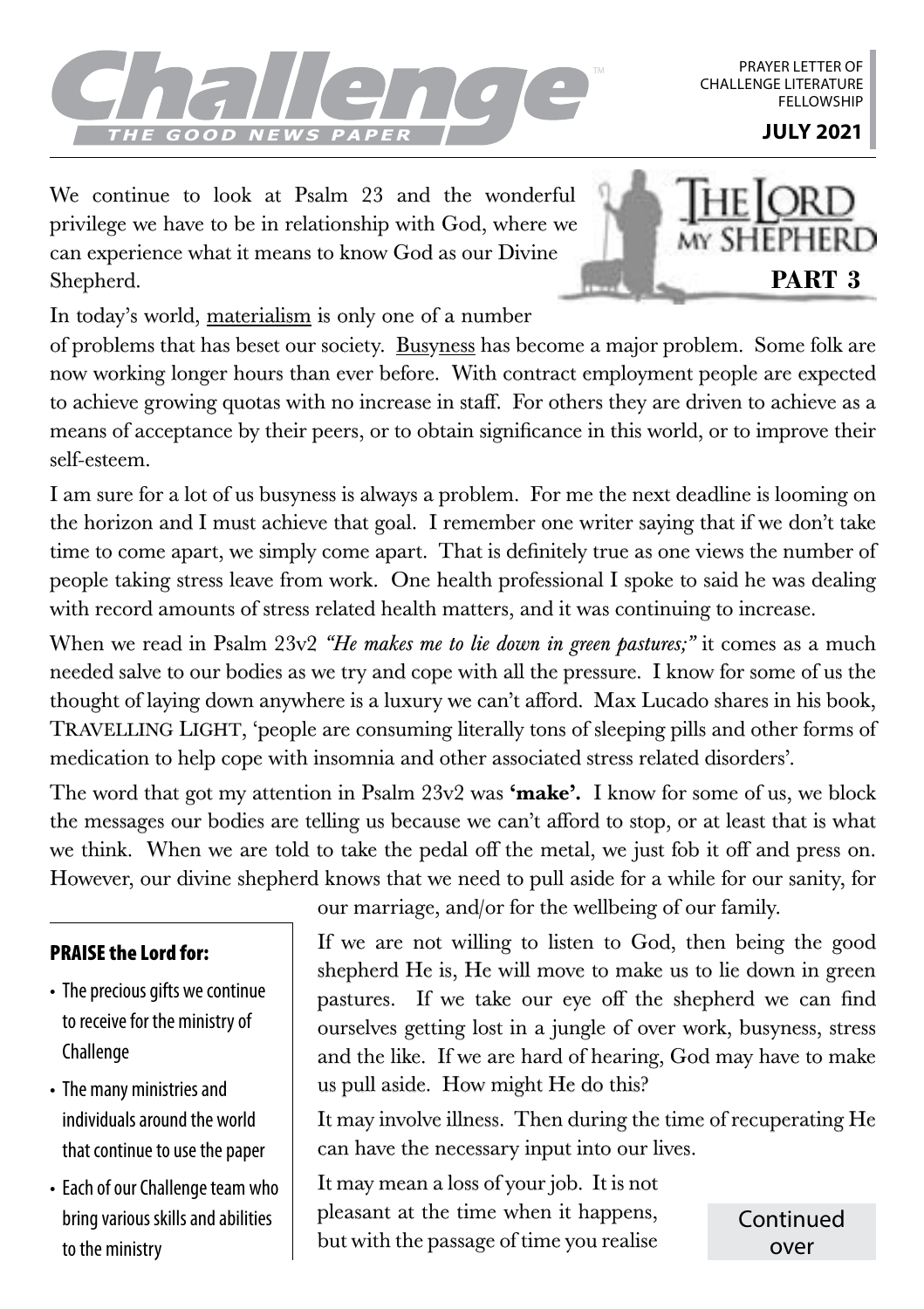# Challenge

THE GOOD NEWS PAPER

PRAYER LETTER OF CHALLENGE LITERATURE FELLOWSHIP

**JULY 2021**

## The Lord My Shepherd

**PART 3**

We continue to look at Psalm 23 and the wonderful privilege we have to be in relationship with God, where we can experience what it means to know God as our Divine Shepherd.

In today's world, materialism is only one of a number of problems that has beset our society. Busyness has become a major problem. Some folk are now working longer hours than ever before. With contract employment people are expected to achieve growing quotas with no increase in staff. For others they are driven to achieve as a means of acceptance by their peers, or to obtain significance in this world, or to improve their self-esteem.

I am sure for a lot of us busyness is always a problem. For me the next deadline is looming on the horizon and I must achieve that goal. I remember one writer saying that if we don't take time to come apart, we simply come apart. That is definitely true as one views the number of people taking stress leave from work. One health professional I spoke to said he was dealing with record amounts of stress related health matters, and it was continuing to increase.

When we read in Psalm 23v2 *"He makes me to lie down in green pastures;"* it comes as a much needed salve to our bodies as we try and cope with all the pressure. I know for some of us the thought of laying down anywhere is a luxury we can't afford. Max Lucado shares in his book, TRAVELLING LIGHT, 'people are consuming literally tons of sleeping pills and other forms of medication to help cope with insomnia and other associated stress related disorders'.

The word that got my attention in Psalm 23v2 was **'make'.** I know for some of us, we block the messages our bodies are telling us because we can't afford to stop, or at least that is what we think. When we are told to take the pedal off the metal, we just fob it off and press on. However, our divine shepherd knows that we need to pull aside for a while for our sanity, for our marriage, and/or for the wellbeing of our family.

If we are not willing to listen to God, then being the good shepherd He is, He will move to make us to lie down in green pastures. If we take our eye off the shepherd we can find ourselves getting lost in a jungle of over work, busyness, stress and the like. If we are hard of hearing, God may have to make us pull aside. How might He do this?

It may involve illness. Then during the time of recuperating He can have the necessary input into our lives.

It may mean a loss of your job. It is not pleasant at the time when it happens, but with the passage of time you realise

Continued over

### PRAISE the Lord for:

- The precious gifts we continue to receive for the ministry of Challenge
- The many ministries and individuals around the world that continue to use the paper
- Each of our Challenge team who bring various skills and abilities to the ministry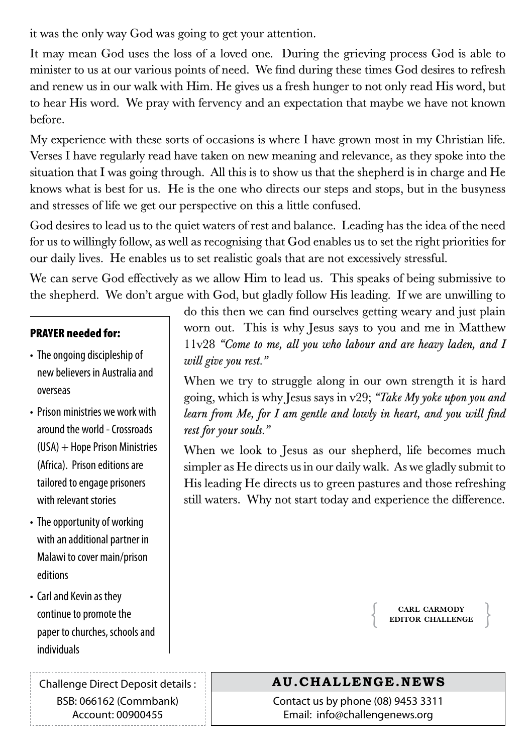it was the only way God was going to get your attention.

It may mean God uses the loss of a loved one. During the grieving process God is able to minister to us at our various points of need. We find during these times God desires to refresh and renew us in our walk with Him. He gives us a fresh hunger to not only read His word, but to hear His word. We pray with fervency and an expectation that maybe we have not known before.

My experience with these sorts of occasions is where I have grown most in my Christian life. Verses I have regularly read have taken on new meaning and relevance, as they spoke into the situation that I was going through. All this is to show us that the shepherd is in charge and He knows what is best for us. He is the one who directs our steps and stops, but in the busyness and stresses of life we get our perspective on this a little confused.

God desires to lead us to the quiet waters of rest and balance. Leading has the idea of the need for us to willingly follow, as well as recognising that God enables us to set the right priorities for our daily lives. He enables us to set realistic goals that are not excessively stressful.

We can serve God effectively as we allow Him to lead us. This speaks of being submissive to the shepherd. We don't argue with God, but gladly follow His leading. If we are unwilling to do this then we can find ourselves getting weary and just plain worn out. This is why Jesus says to you and me in Matthew 11v28 *"Come to me, all you who labour and are heavy laden, and I will give you rest."*

When we try to struggle along in our own strength it is hard going, which is why Jesus says in v29; *"Take My yoke upon you and learn from Me, for I am gentle and lowly in heart, and you will find rest for your souls."*

When we look to Jesus as our shepherd, life becomes much simpler as He directs us in our daily walk. As we gladly submit to His leading He directs us to green pastures and those refreshing still waters. Why not start today and experience the difference.

**CARL CARMODY**
**EDITOR CHALLENGE**

**PRAYER needed for:**

- The ongoing discipleship of new believers in Australia and overseas
- Prison ministries we work with around the world - Crossroads (USA) + Hope Prison Ministries (Africa). Prison editions are tailored to engage prisoners with relevant stories
- The opportunity of working with an additional partner in Malawi to cover main/prison editions
- Carl and Kevin as they continue to promote the paper to churches, schools and individuals

Challenge Direct Deposit details :
BSB: 066162 (Commbank)
Account: 00900455

**AU.CHALLENGE.NEWS**

Contact us by phone (08) 9453 3311
Email: info@challengenews.org